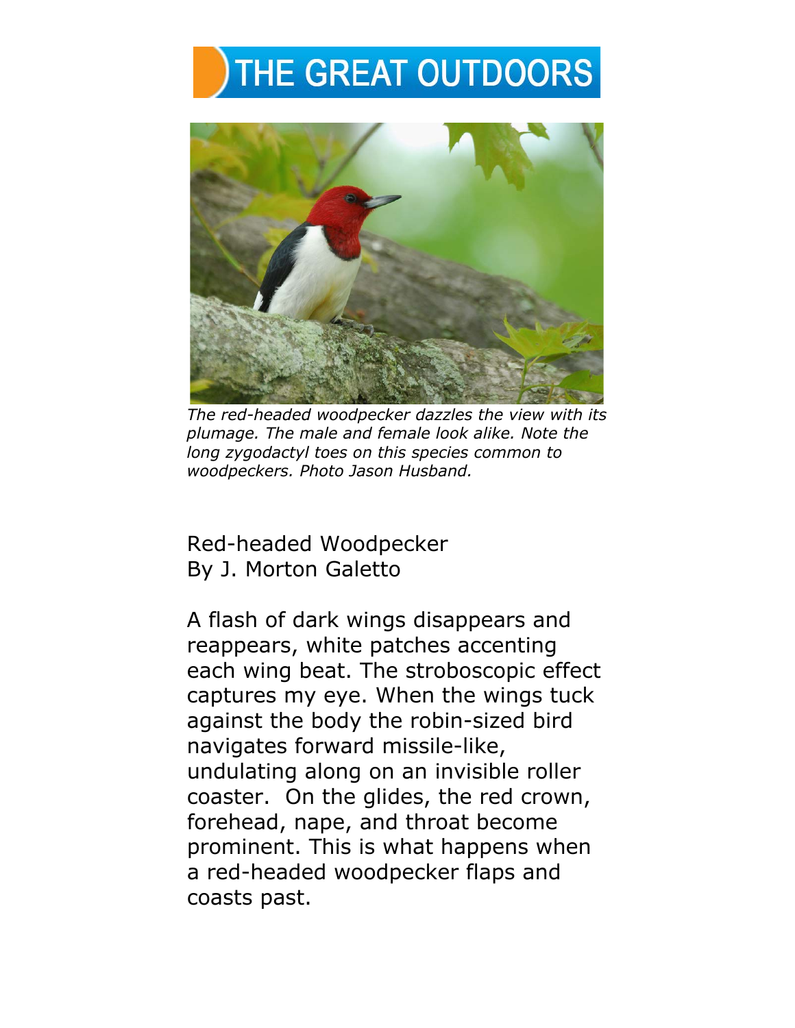# THE GREAT OUTDOORS

*The red-headed woodpecker dazzles the view with its plumage. The male and female look alike. Note the long zygodactyl toes on this species common to woodpeckers. Photo Jason Husband.*

Red-headed Woodpecker
By J. Morton Galetto

A flash of dark wings disappears and reappears, white patches accenting each wing beat. The stroboscopic effect captures my eye. When the wings tuck against the body the robin-sized bird navigates forward missile-like, undulating along on an invisible roller coaster. On the glides, the red crown, forehead, nape, and throat become prominent. This is what happens when a red-headed woodpecker flaps and coasts past.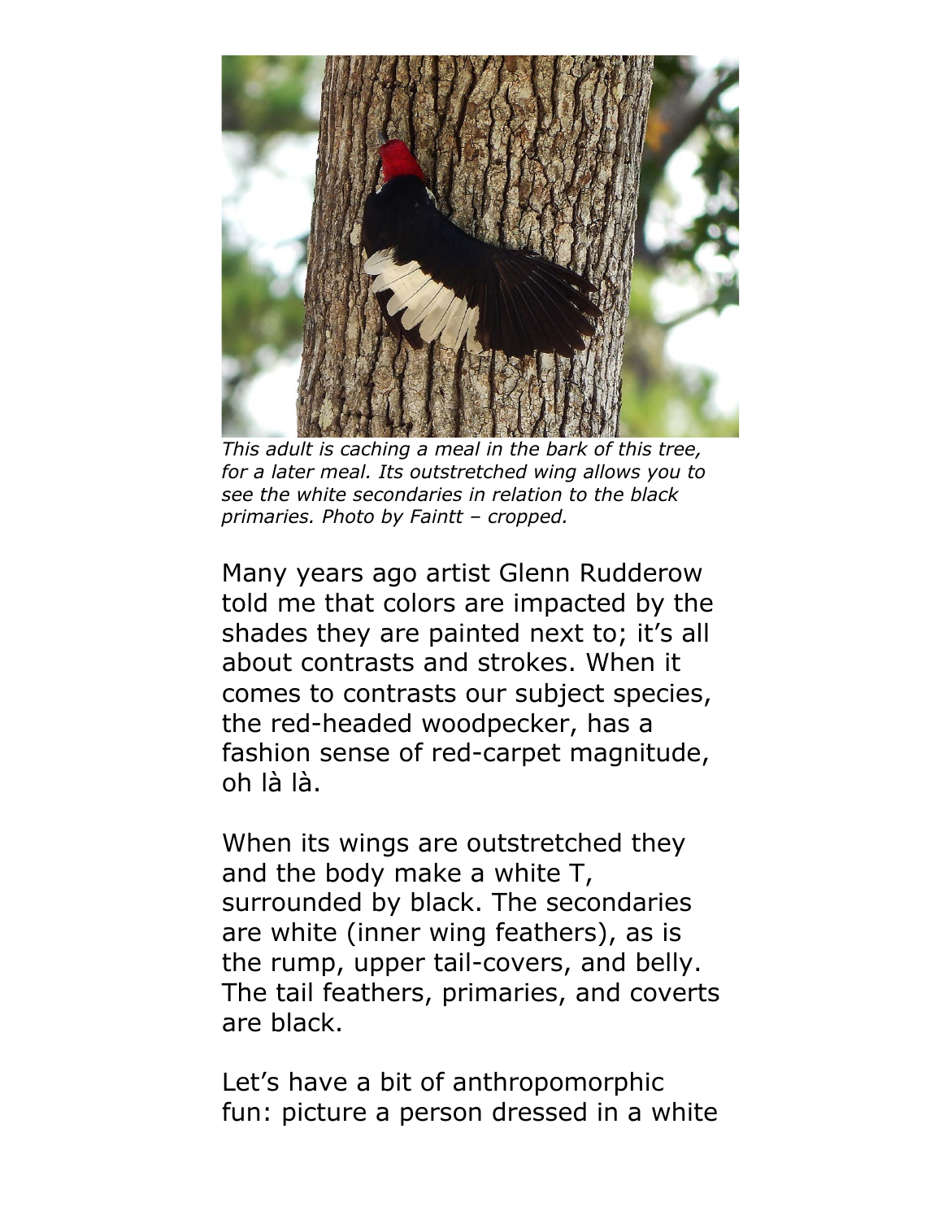*This adult is caching a meal in the bark of this tree, for a later meal. Its outstretched wing allows you to see the white secondaries in relation to the black primaries. Photo by Faintt – cropped.*

Many years ago artist Glenn Rudderow told me that colors are impacted by the shades they are painted next to; it's all about contrasts and strokes. When it comes to contrasts our subject species, the red-headed woodpecker, has a fashion sense of red-carpet magnitude, oh là là.

When its wings are outstretched they and the body make a white T, surrounded by black. The secondaries are white (inner wing feathers), as is the rump, upper tail-covers, and belly. The tail feathers, primaries, and coverts are black.

Let's have a bit of anthropomorphic fun: picture a person dressed in a white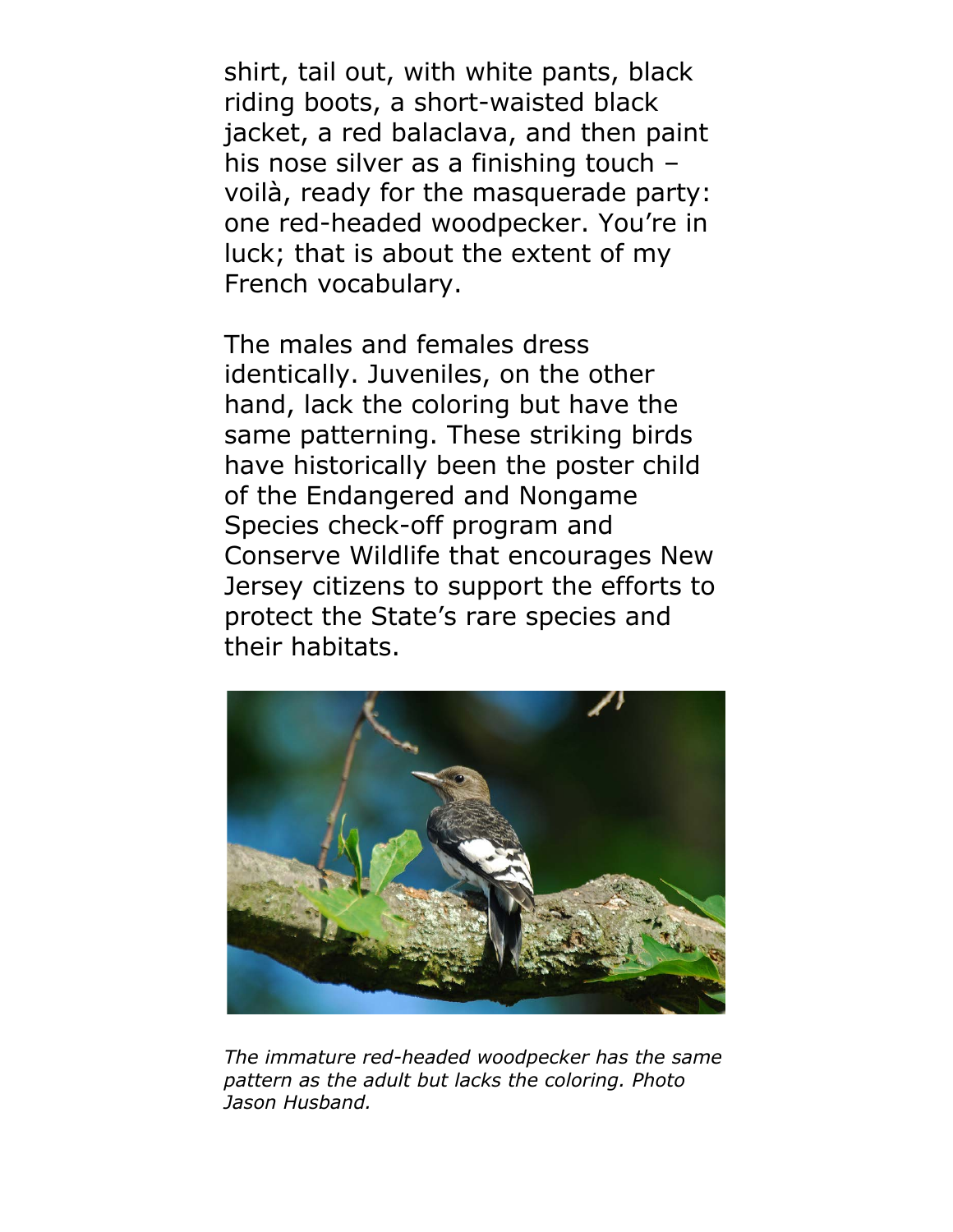shirt, tail out, with white pants, black riding boots, a short-waisted black jacket, a red balaclava, and then paint his nose silver as a finishing touch – voilà, ready for the masquerade party: one red-headed woodpecker. You're in luck; that is about the extent of my French vocabulary.

The males and females dress identically. Juveniles, on the other hand, lack the coloring but have the same patterning. These striking birds have historically been the poster child of the Endangered and Nongame Species check-off program and Conserve Wildlife that encourages New Jersey citizens to support the efforts to protect the State's rare species and their habitats.

*The immature red-headed woodpecker has the same pattern as the adult but lacks the coloring. Photo Jason Husband.*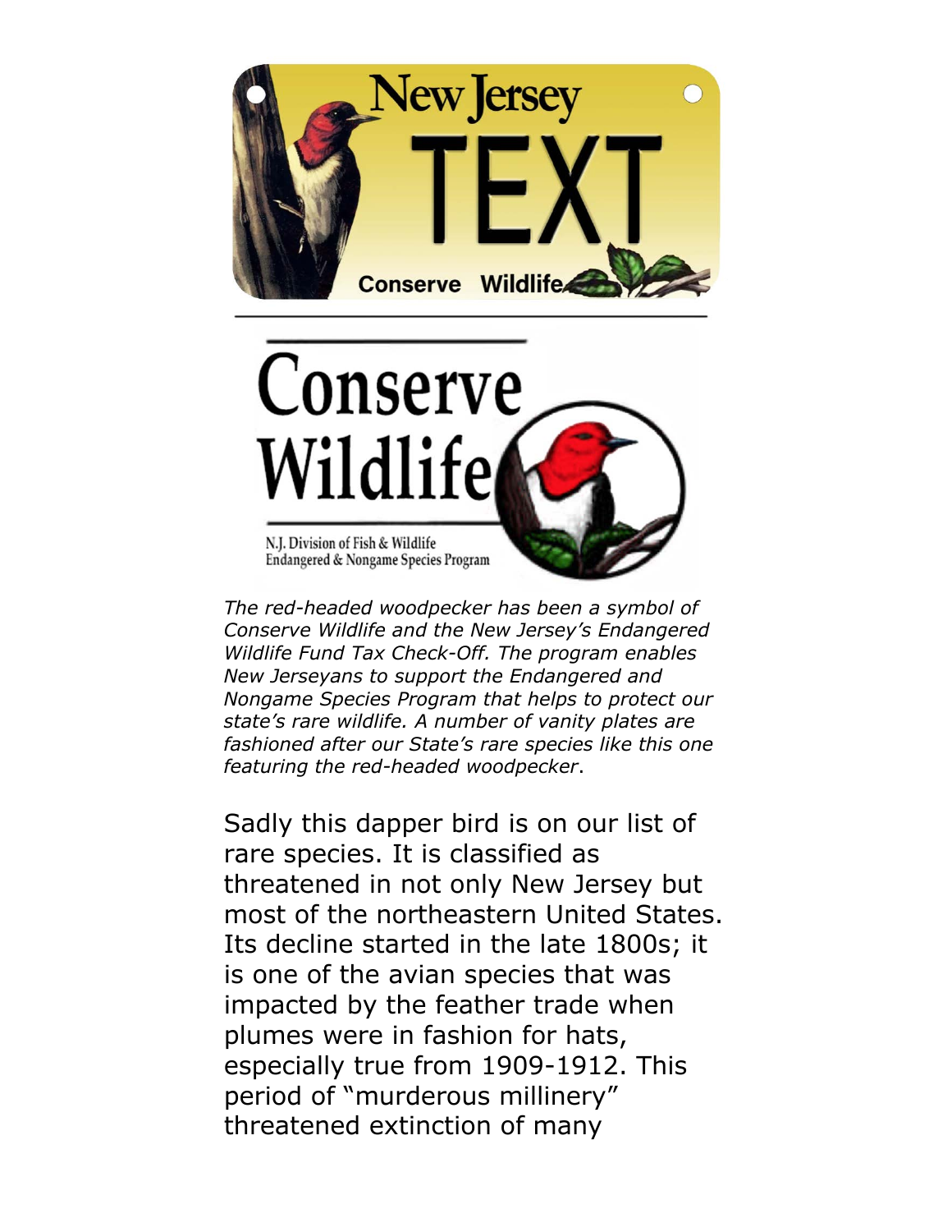*The red-headed woodpecker has been a symbol of Conserve Wildlife and the New Jersey's Endangered Wildlife Fund Tax Check-Off. The program enables New Jerseyans to support the Endangered and Nongame Species Program that helps to protect our state's rare wildlife. A number of vanity plates are fashioned after our State's rare species like this one featuring the red-headed woodpecker*.

Sadly this dapper bird is on our list of rare species. It is classified as threatened in not only New Jersey but most of the northeastern United States. Its decline started in the late 1800s; it is one of the avian species that was impacted by the feather trade when plumes were in fashion for hats, especially true from 1909-1912. This period of "murderous millinery" threatened extinction of many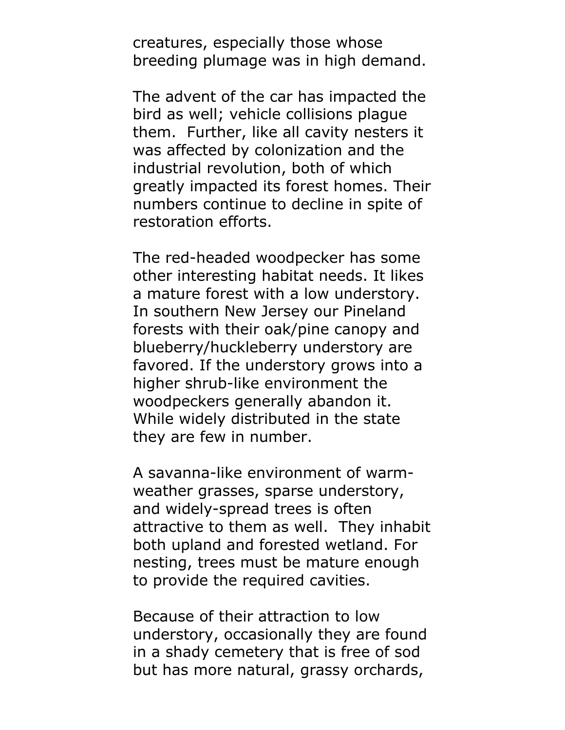creatures, especially those whose breeding plumage was in high demand.

The advent of the car has impacted the bird as well; vehicle collisions plague them.  Further, like all cavity nesters it was affected by colonization and the industrial revolution, both of which greatly impacted its forest homes. Their numbers continue to decline in spite of restoration efforts.

The red-headed woodpecker has some other interesting habitat needs. It likes a mature forest with a low understory. In southern New Jersey our Pineland forests with their oak/pine canopy and blueberry/huckleberry understory are favored. If the understory grows into a higher shrub-like environment the woodpeckers generally abandon it. While widely distributed in the state they are few in number.

A savanna-like environment of warm-weather grasses, sparse understory, and widely-spread trees is often attractive to them as well.  They inhabit both upland and forested wetland. For nesting, trees must be mature enough to provide the required cavities.

Because of their attraction to low understory, occasionally they are found in a shady cemetery that is free of sod but has more natural, grassy orchards,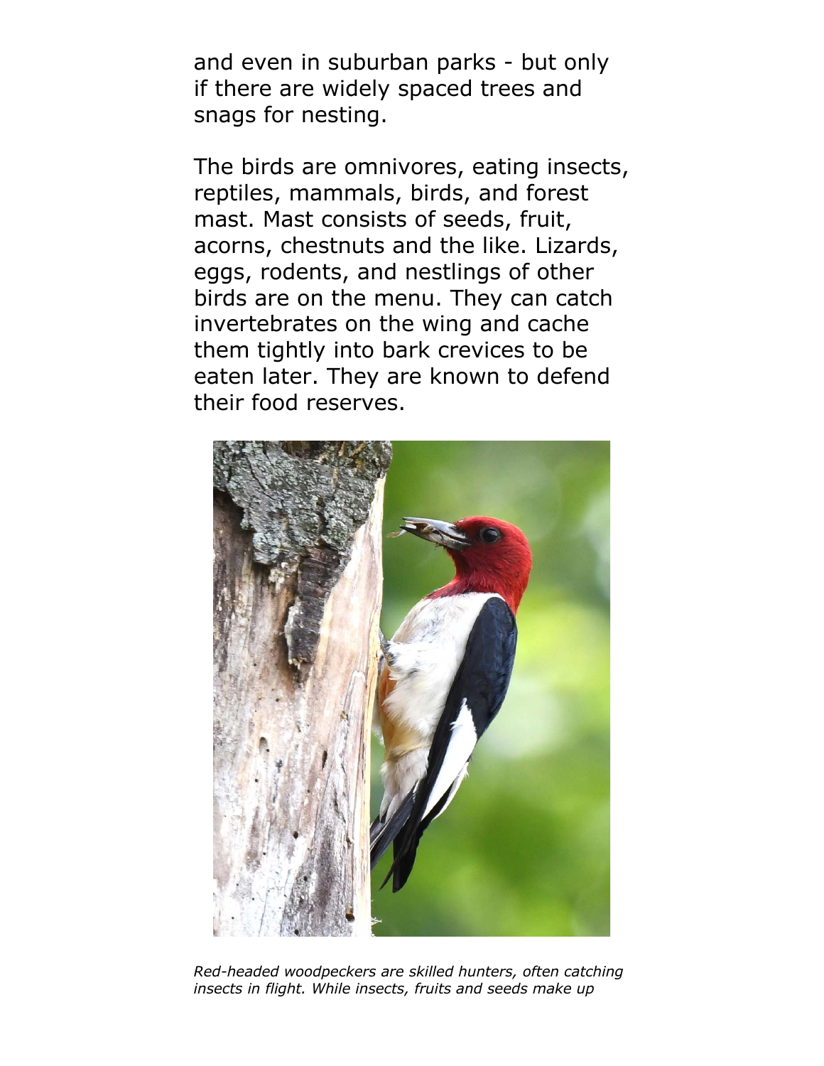and even in suburban parks - but only if there are widely spaced trees and snags for nesting.

The birds are omnivores, eating insects, reptiles, mammals, birds, and forest mast. Mast consists of seeds, fruit, acorns, chestnuts and the like. Lizards, eggs, rodents, and nestlings of other birds are on the menu. They can catch invertebrates on the wing and cache them tightly into bark crevices to be eaten later. They are known to defend their food reserves.

*Red-headed woodpeckers are skilled hunters, often catching insects in flight. While insects, fruits and seeds make up*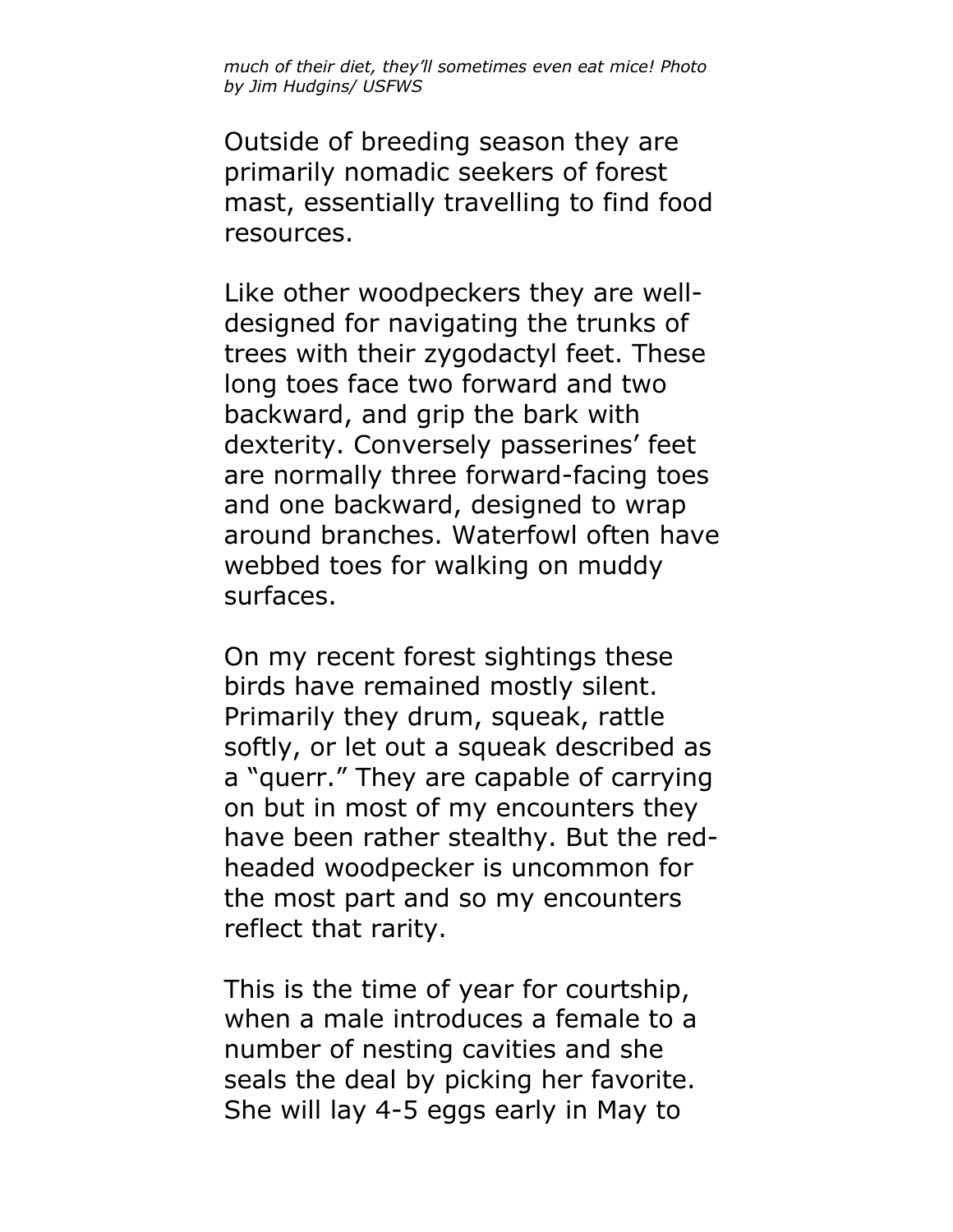*much of their diet, they'll sometimes even eat mice! Photo by Jim Hudgins/ USFWS*

Outside of breeding season they are primarily nomadic seekers of forest mast, essentially travelling to find food resources.

Like other woodpeckers they are well-designed for navigating the trunks of trees with their zygodactyl feet. These long toes face two forward and two backward, and grip the bark with dexterity. Conversely passerines' feet are normally three forward-facing toes and one backward, designed to wrap around branches. Waterfowl often have webbed toes for walking on muddy surfaces.

On my recent forest sightings these birds have remained mostly silent. Primarily they drum, squeak, rattle softly, or let out a squeak described as a "querr." They are capable of carrying on but in most of my encounters they have been rather stealthy. But the red-headed woodpecker is uncommon for the most part and so my encounters reflect that rarity.

This is the time of year for courtship, when a male introduces a female to a number of nesting cavities and she seals the deal by picking her favorite. She will lay 4-5 eggs early in May to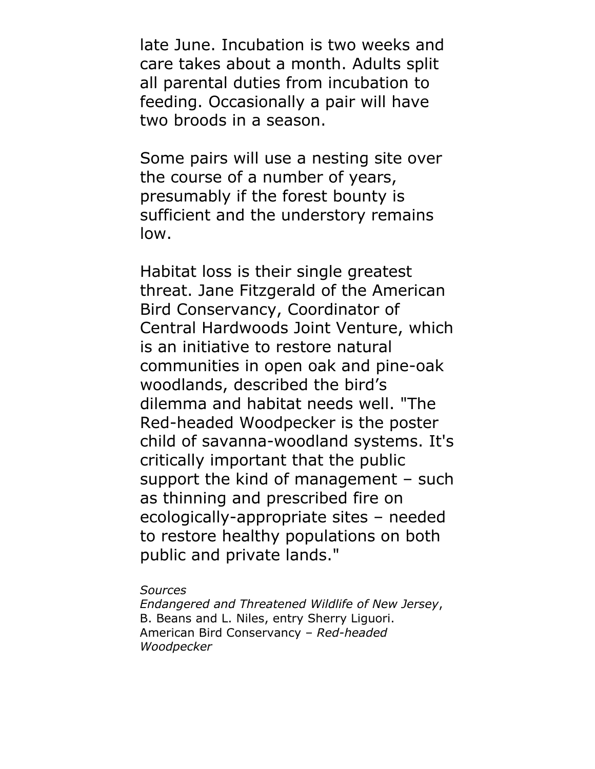late June. Incubation is two weeks and care takes about a month. Adults split all parental duties from incubation to feeding. Occasionally a pair will have two broods in a season.

Some pairs will use a nesting site over the course of a number of years, presumably if the forest bounty is sufficient and the understory remains low.

Habitat loss is their single greatest threat. Jane Fitzgerald of the American Bird Conservancy, Coordinator of Central Hardwoods Joint Venture, which is an initiative to restore natural communities in open oak and pine-oak woodlands, described the bird's dilemma and habitat needs well. "The Red-headed Woodpecker is the poster child of savanna-woodland systems. It's critically important that the public support the kind of management – such as thinning and prescribed fire on ecologically-appropriate sites – needed to restore healthy populations on both public and private lands."

*Sources*
*Endangered and Threatened Wildlife of New Jersey*, B. Beans and L. Niles, entry Sherry Liguori.
American Bird Conservancy – *Red-headed Woodpecker*